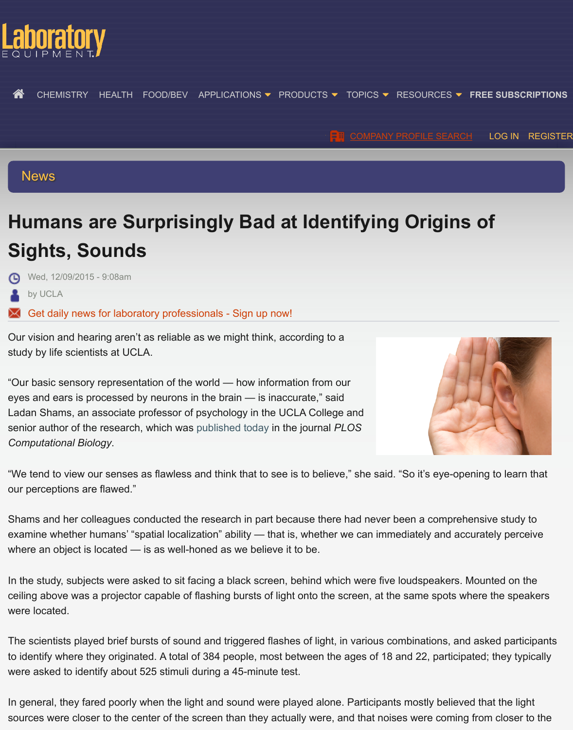# Humans are Surprisingly Bad at Identifying Origins of Sights, Sounds

Wed, 12/09/2015 - 9:08am

by UCLA

Our vision and hearing aren't as reliable as we might think, according to a study by life scientists at UCLA.

"Our basic sensory representation of the world — how information from our eyes and ears is processed by neurons in the brain — is inaccurate," said Ladan Shams, an associate professor of psychology in the UCLA College and senior author of the research, which was published today in the journal *PLOS Computational Biology*.

"We tend to view our senses as flawless and think that to see is to believe," she said. "So it's eye-opening to learn that our perceptions are flawed."

Shams and her colleagues conducted the research in part because there had never been a comprehensive study to examine whether humans' "spatial localization" ability — that is, whether we can immediately and accurately perceive where an object is located — is as well-honed as we believe it to be.

In the study, subjects were asked to sit facing a black screen, behind which were five loudspeakers. Mounted on the ceiling above was a projector capable of flashing bursts of light onto the screen, at the same spots where the speakers were located.

The scientists played brief bursts of sound and triggered flashes of light, in various combinations, and asked participants to identify where they originated. A total of 384 people, most between the ages of 18 and 22, participated; they typically were asked to identify about 525 stimuli during a 45-minute test.

In general, they fared poorly when the light and sound were played alone. Participants mostly believed that the light sources were closer to the center of the screen than they actually were, and that noises were coming from closer to the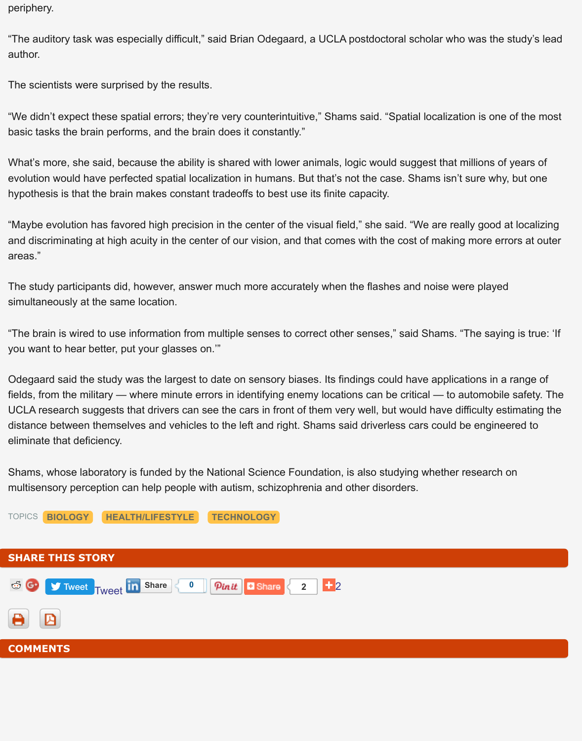periphery.

"The auditory task was especially difficult," said Brian Odegaard, a UCLA postdoctoral scholar who was the study's lead author.

The scientists were surprised by the results.

"We didn't expect these spatial errors; they're very counterintuitive," Shams said. "Spatial localization is one of the most basic tasks the brain performs, and the brain does it constantly."

What's more, she said, because the ability is shared with lower animals, logic would suggest that millions of years of evolution would have perfected spatial localization in humans. But that's not the case. Shams isn't sure why, but one hypothesis is that the brain makes constant tradeoffs to best use its finite capacity.

"Maybe evolution has favored high precision in the center of the visual field," she said. "We are really good at localizing and discriminating at high acuity in the center of our vision, and that comes with the cost of making more errors at outer areas."

The study participants did, however, answer much more accurately when the flashes and noise were played simultaneously at the same location.

"The brain is wired to use information from multiple senses to correct other senses," said Shams. "The saying is true: 'If you want to hear better, put your glasses on.'"

Odegaard said the study was the largest to date on sensory biases. Its findings could have applications in a range of fields, from the military — where minute errors in identifying enemy locations can be critical — to automobile safety. The UCLA research suggests that drivers can see the cars in front of them very well, but would have difficulty estimating the distance between themselves and vehicles to the left and right. Shams said driverless cars could be engineered to eliminate that deficiency.

Shams, whose laboratory is funded by the National Science Foundation, is also studying whether research on multisensory perception can help people with autism, schizophrenia and other disorders.

TOPICS BIOLOGY HEALTH/LIFESTYLE TECHNOLOGY

## SHARE THIS STORY

Tweet Tweet Share 0 Pin it Share 2 2

## COMMENTS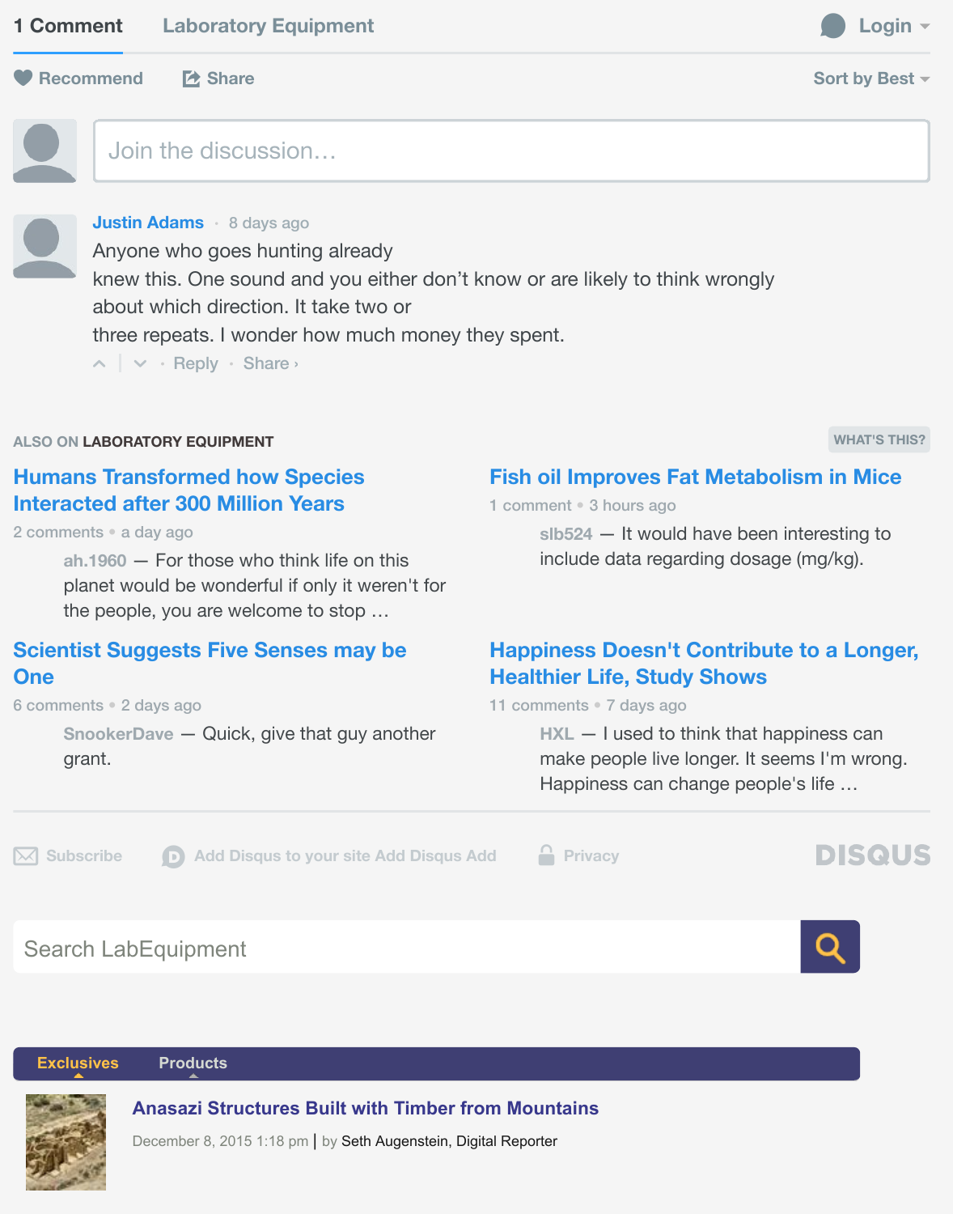1 Comment    Laboratory Equipment    Login

Recommend    Share    Sort by Best

Join the discussion…

**Justin Adams** · 8 days ago

Anyone who goes hunting already
knew this. One sound and you either don't know or are likely to think wrongly
about which direction. It take two or
three repeats. I wonder how much money they spent.

Reply · Share ›

ALSO ON **LABORATORY EQUIPMENT**    WHAT'S THIS?

**Humans Transformed how Species Interacted after 300 Million Years**

2 comments • a day ago

ah.1960 — For those who think life on this planet would be wonderful if only it weren't for the people, you are welcome to stop …

**Fish oil Improves Fat Metabolism in Mice**

1 comment • 3 hours ago

slb524 — It would have been interesting to include data regarding dosage (mg/kg).

**Scientist Suggests Five Senses may be One**

6 comments • 2 days ago

SnookerDave — Quick, give that guy another grant.

**Happiness Doesn't Contribute to a Longer, Healthier Life, Study Shows**

11 comments • 7 days ago

HXL — I used to think that happiness can make people live longer. It seems I'm wrong. Happiness can change people's life …

Subscribe    Add Disqus to your site Add Disqus Add    Privacy    DISQUS

Search LabEquipment

Exclusives    Products

**Anasazi Structures Built with Timber from Mountains**

December 8, 2015 1:18 pm | by Seth Augenstein, Digital Reporter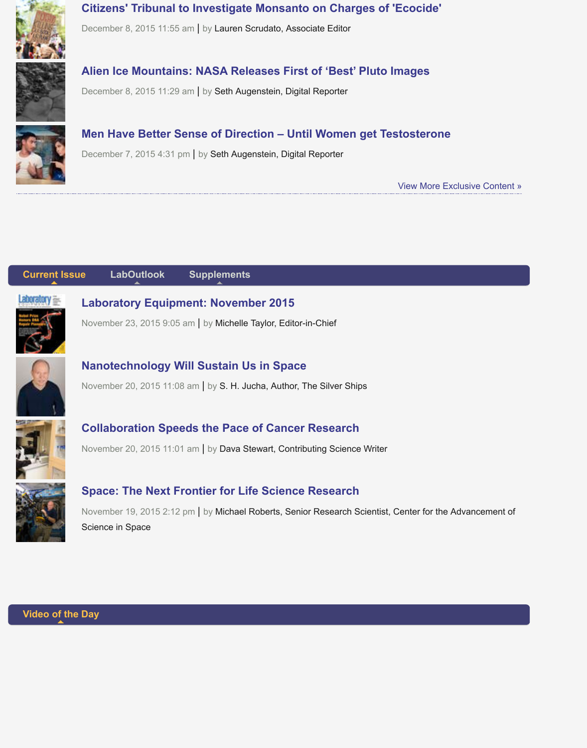### Citizens' Tribunal to Investigate Monsanto on Charges of 'Ecocide'

December 8, 2015 11:55 am | by Lauren Scrudato, Associate Editor

### Alien Ice Mountains: NASA Releases First of 'Best' Pluto Images

December 8, 2015 11:29 am | by Seth Augenstein, Digital Reporter

### Men Have Better Sense of Direction – Until Women get Testosterone

December 7, 2015 4:31 pm | by Seth Augenstein, Digital Reporter

View More Exclusive Content »

---

**Current Issue** | **LabOutlook** | **Supplements**

### Laboratory Equipment: November 2015

November 23, 2015 9:05 am | by Michelle Taylor, Editor-in-Chief

### Nanotechnology Will Sustain Us in Space

November 20, 2015 11:08 am | by S. H. Jucha, Author, The Silver Ships

### Collaboration Speeds the Pace of Cancer Research

November 20, 2015 11:01 am | by Dava Stewart, Contributing Science Writer

### Space: The Next Frontier for Life Science Research

November 19, 2015 2:12 pm | by Michael Roberts, Senior Research Scientist, Center for the Advancement of Science in Space

---

**Video of the Day**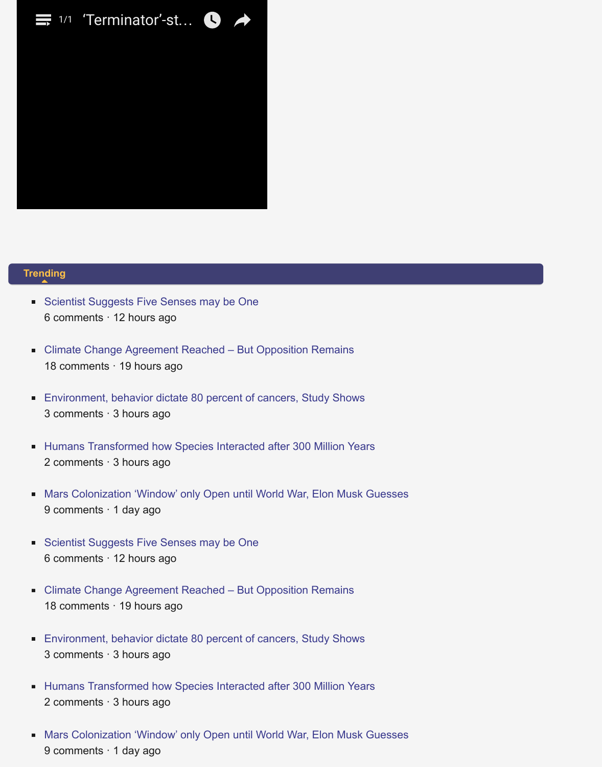1/1 'Terminator'-st…

## Trending

- Scientist Suggests Five Senses may be One
  6 comments · 12 hours ago

- Climate Change Agreement Reached – But Opposition Remains
  18 comments · 19 hours ago

- Environment, behavior dictate 80 percent of cancers, Study Shows
  3 comments · 3 hours ago

- Humans Transformed how Species Interacted after 300 Million Years
  2 comments · 3 hours ago

- Mars Colonization 'Window' only Open until World War, Elon Musk Guesses
  9 comments · 1 day ago

- Scientist Suggests Five Senses may be One
  6 comments · 12 hours ago

- Climate Change Agreement Reached – But Opposition Remains
  18 comments · 19 hours ago

- Environment, behavior dictate 80 percent of cancers, Study Shows
  3 comments · 3 hours ago

- Humans Transformed how Species Interacted after 300 Million Years
  2 comments · 3 hours ago

- Mars Colonization 'Window' only Open until World War, Elon Musk Guesses
  9 comments · 1 day ago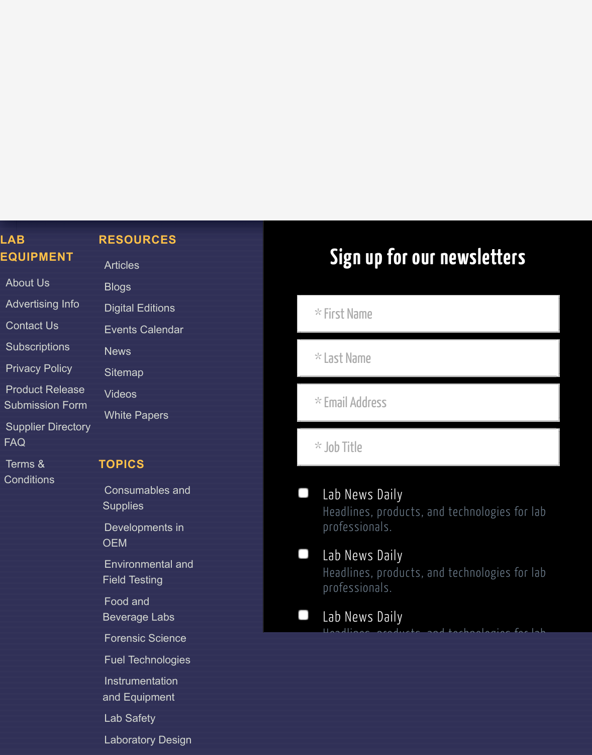## LAB EQUIPMENT

- About Us
- Advertising Info
- Contact Us
- Subscriptions
- Privacy Policy
- Product Release Submission Form
- Supplier Directory FAQ
- Terms & Conditions

## RESOURCES

- Articles
- Blogs
- Digital Editions
- Events Calendar
- News
- Sitemap
- Videos
- White Papers

## TOPICS

- Consumables and Supplies
- Developments in OEM
- Environmental and Field Testing
- Food and Beverage Labs
- Forensic Science
- Fuel Technologies
- Instrumentation and Equipment
- Lab Safety
- Laboratory Design

## Sign up for our newsletters

* First Name

* Last Name

* Email Address

* Job Title

- [ ] Lab News Daily
  Headlines, products, and technologies for lab professionals.
- [ ] Lab News Daily
  Headlines, products, and technologies for lab professionals.
- [ ] Lab News Daily
  Headlines, products, and technologies for lab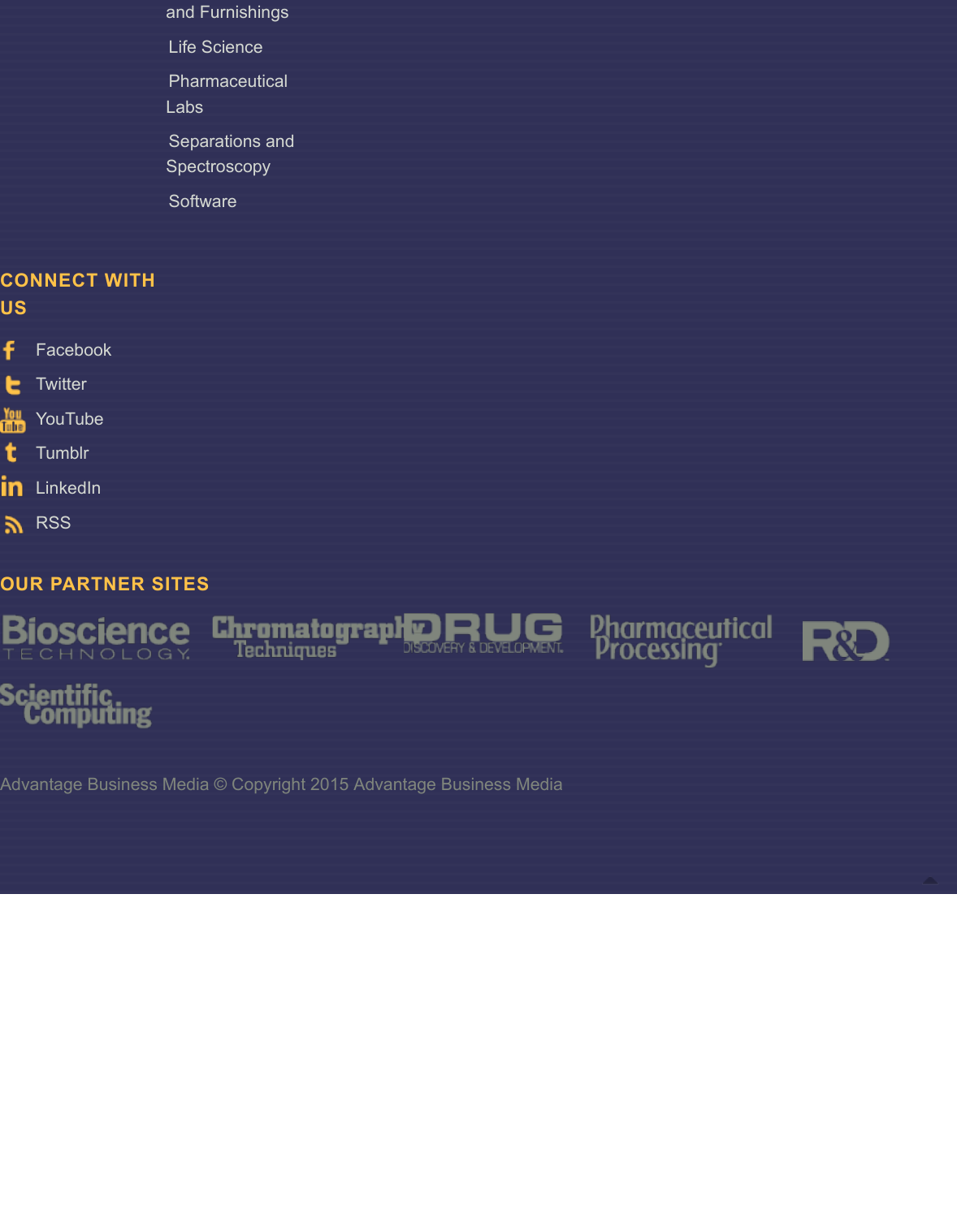and Furnishings

Life Science

Pharmaceutical Labs

Separations and Spectroscopy

Software

## CONNECT WITH US

- Facebook
- Twitter
- YouTube
- Tumblr
- LinkedIn
- RSS

## OUR PARTNER SITES

Bioscience Technology

Chromatography Techniques

Drug Discovery & Development

Pharmaceutical Processing

R&D

Scientific Computing

Advantage Business Media © Copyright 2015 Advantage Business Media